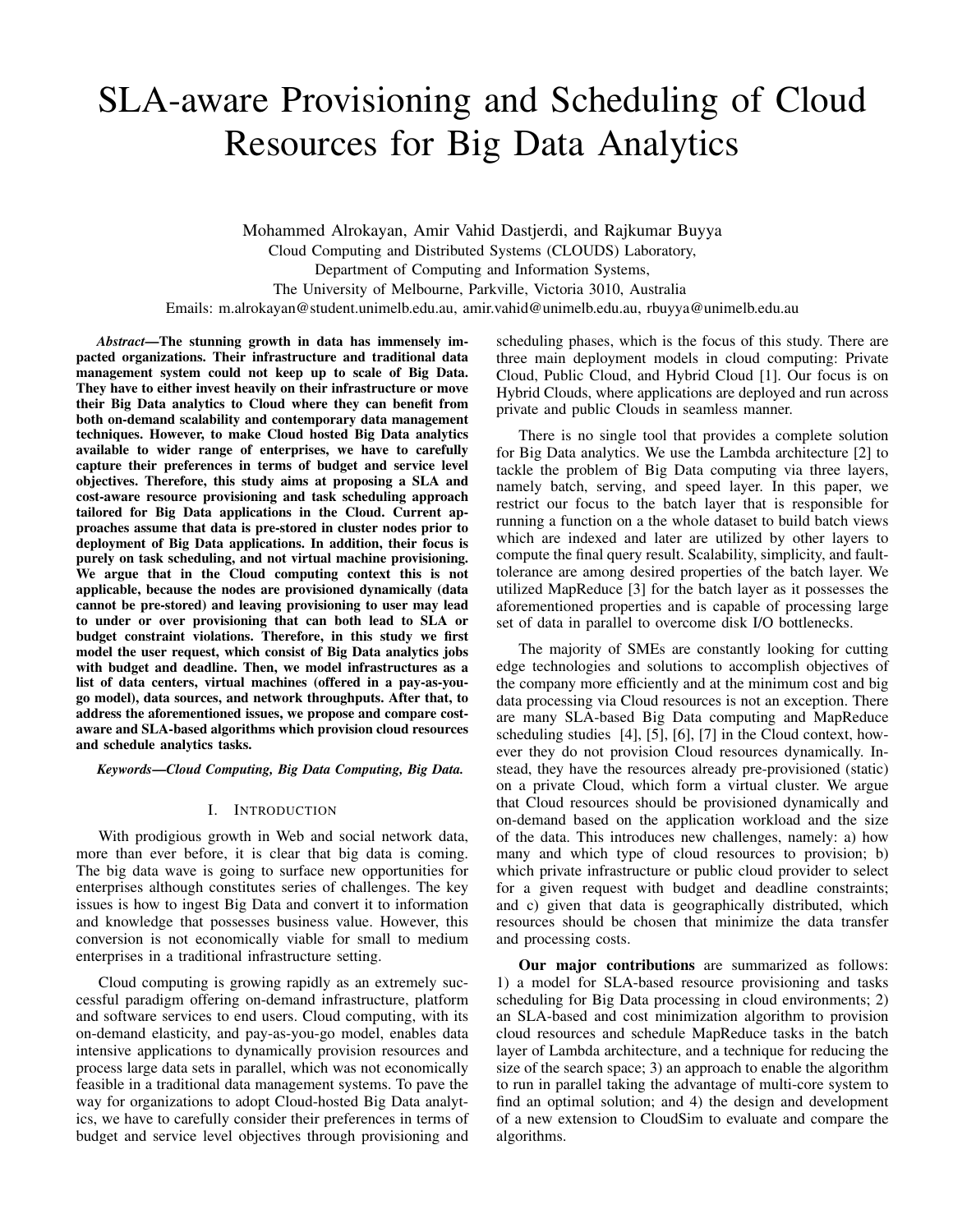# SLA-aware Provisioning and Scheduling of Cloud Resources for Big Data Analytics

Mohammed Alrokayan, Amir Vahid Dastjerdi, and Rajkumar Buyya

Cloud Computing and Distributed Systems (CLOUDS) Laboratory,
Department of Computing and Information Systems,
The University of Melbourne, Parkville, Victoria 3010, Australia
Emails: m.alrokayan@student.unimelb.edu.au, amir.vahid@unimelb.edu.au, rbuyya@unimelb.edu.au

***Abstract*—The stunning growth in data has immensely impacted organizations. Their infrastructure and traditional data management system could not keep up to scale of Big Data. They have to either invest heavily on their infrastructure or move their Big Data analytics to Cloud where they can benefit from both on-demand scalability and contemporary data management techniques. However, to make Cloud hosted Big Data analytics available to wider range of enterprises, we have to carefully capture their preferences in terms of budget and service level objectives. Therefore, this study aims at proposing a SLA and cost-aware resource provisioning and task scheduling approach tailored for Big Data applications in the Cloud. Current approaches assume that data is pre-stored in cluster nodes prior to deployment of Big Data applications. In addition, their focus is purely on task scheduling, and not virtual machine provisioning. We argue that in the Cloud computing context this is not applicable, because the nodes are provisioned dynamically (data cannot be pre-stored) and leaving provisioning to user may lead to under or over provisioning that can both lead to SLA or budget constraint violations. Therefore, in this study we first model the user request, which consist of Big Data analytics jobs with budget and deadline. Then, we model infrastructures as a list of data centers, virtual machines (offered in a pay-as-you-go model), data sources, and network throughputs. After that, to address the aforementioned issues, we propose and compare cost-aware and SLA-based algorithms which provision cloud resources and schedule analytics tasks.**

***Keywords*—Cloud Computing, Big Data Computing, Big Data.**

## I. Introduction

With prodigious growth in Web and social network data, more than ever before, it is clear that big data is coming. The big data wave is going to surface new opportunities for enterprises although constitutes series of challenges. The key issues is how to ingest Big Data and convert it to information and knowledge that possesses business value. However, this conversion is not economically viable for small to medium enterprises in a traditional infrastructure setting.

Cloud computing is growing rapidly as an extremely successful paradigm offering on-demand infrastructure, platform and software services to end users. Cloud computing, with its on-demand elasticity, and pay-as-you-go model, enables data intensive applications to dynamically provision resources and process large data sets in parallel, which was not economically feasible in a traditional data management systems. To pave the way for organizations to adopt Cloud-hosted Big Data analytics, we have to carefully consider their preferences in terms of budget and service level objectives through provisioning and scheduling phases, which is the focus of this study. There are three main deployment models in cloud computing: Private Cloud, Public Cloud, and Hybrid Cloud [1]. Our focus is on Hybrid Clouds, where applications are deployed and run across private and public Clouds in seamless manner.

There is no single tool that provides a complete solution for Big Data analytics. We use the Lambda architecture [2] to tackle the problem of Big Data computing via three layers, namely batch, serving, and speed layer. In this paper, we restrict our focus to the batch layer that is responsible for running a function on a the whole dataset to build batch views which are indexed and later are utilized by other layers to compute the final query result. Scalability, simplicity, and fault-tolerance are among desired properties of the batch layer. We utilized MapReduce [3] for the batch layer as it possesses the aforementioned properties and is capable of processing large set of data in parallel to overcome disk I/O bottlenecks.

The majority of SMEs are constantly looking for cutting edge technologies and solutions to accomplish objectives of the company more efficiently and at the minimum cost and big data processing via Cloud resources is not an exception. There are many SLA-based Big Data computing and MapReduce scheduling studies [4], [5], [6], [7] in the Cloud context, however they do not provision Cloud resources dynamically. Instead, they have the resources already pre-provisioned (static) on a private Cloud, which form a virtual cluster. We argue that Cloud resources should be provisioned dynamically and on-demand based on the application workload and the size of the data. This introduces new challenges, namely: a) how many and which type of cloud resources to provision; b) which private infrastructure or public cloud provider to select for a given request with budget and deadline constraints; and c) given that data is geographically distributed, which resources should be chosen that minimize the data transfer and processing costs.

**Our major contributions** are summarized as follows: 1) a model for SLA-based resource provisioning and tasks scheduling for Big Data processing in cloud environments; 2) an SLA-based and cost minimization algorithm to provision cloud resources and schedule MapReduce tasks in the batch layer of Lambda architecture, and a technique for reducing the size of the search space; 3) an approach to enable the algorithm to run in parallel taking the advantage of multi-core system to find an optimal solution; and 4) the design and development of a new extension to CloudSim to evaluate and compare the algorithms.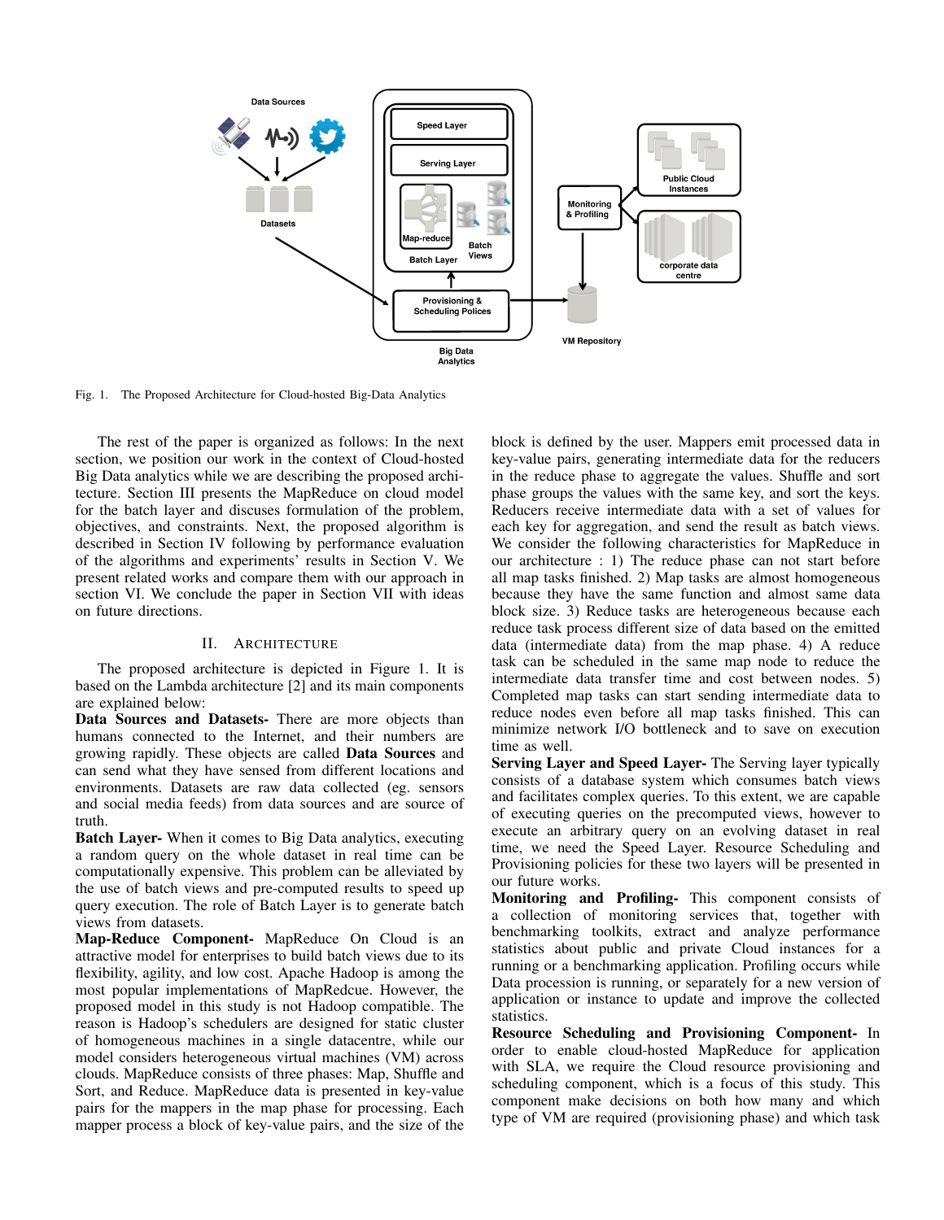Data Sources

Datasets

Speed Layer

Serving Layer

Map-reduce

Batch Layer

Batch Views

Provisioning & Scheduling Polices

Big Data Analytics

Monitoring & Profiling

VM Repository

Public Cloud Instances

corporate data centre

Fig. 1. The Proposed Architecture for Cloud-hosted Big-Data Analytics

The rest of the paper is organized as follows: In the next section, we position our work in the context of Cloud-hosted Big Data analytics while we are describing the proposed architecture. Section III presents the MapReduce on cloud model for the batch layer and discuses formulation of the problem, objectives, and constraints. Next, the proposed algorithm is described in Section IV following by performance evaluation of the algorithms and experiments' results in Section V. We present related works and compare them with our approach in section VI. We conclude the paper in Section VII with ideas on future directions.

## II. Architecture

The proposed architecture is depicted in Figure 1. It is based on the Lambda architecture [2] and its main components are explained below:

**Data Sources and Datasets-** There are more objects than humans connected to the Internet, and their numbers are growing rapidly. These objects are called **Data Sources** and can send what they have sensed from different locations and environments. Datasets are raw data collected (eg. sensors and social media feeds) from data sources and are source of truth.

**Batch Layer-** When it comes to Big Data analytics, executing a random query on the whole dataset in real time can be computationally expensive. This problem can be alleviated by the use of batch views and pre-computed results to speed up query execution. The role of Batch Layer is to generate batch views from datasets.

**Map-Reduce Component-** MapReduce On Cloud is an attractive model for enterprises to build batch views due to its flexibility, agility, and low cost. Apache Hadoop is among the most popular implementations of MapRedcue. However, the proposed model in this study is not Hadoop compatible. The reason is Hadoop's schedulers are designed for static cluster of homogeneous machines in a single datacentre, while our model considers heterogeneous virtual machines (VM) across clouds. MapReduce consists of three phases: Map, Shuffle and Sort, and Reduce. MapReduce data is presented in key-value pairs for the mappers in the map phase for processing. Each mapper process a block of key-value pairs, and the size of the block is defined by the user. Mappers emit processed data in key-value pairs, generating intermediate data for the reducers in the reduce phase to aggregate the values. Shuffle and sort phase groups the values with the same key, and sort the keys. Reducers receive intermediate data with a set of values for each key for aggregation, and send the result as batch views. We consider the following characteristics for MapReduce in our architecture : 1) The reduce phase can not start before all map tasks finished. 2) Map tasks are almost homogeneous because they have the same function and almost same data block size. 3) Reduce tasks are heterogeneous because each reduce task process different size of data based on the emitted data (intermediate data) from the map phase. 4) A reduce task can be scheduled in the same map node to reduce the intermediate data transfer time and cost between nodes. 5) Completed map tasks can start sending intermediate data to reduce nodes even before all map tasks finished. This can minimize network I/O bottleneck and to save on execution time as well.

**Serving Layer and Speed Layer-** The Serving layer typically consists of a database system which consumes batch views and facilitates complex queries. To this extent, we are capable of executing queries on the precomputed views, however to execute an arbitrary query on an evolving dataset in real time, we need the Speed Layer. Resource Scheduling and Provisioning policies for these two layers will be presented in our future works.

**Monitoring and Profiling-** This component consists of a collection of monitoring services that, together with benchmarking toolkits, extract and analyze performance statistics about public and private Cloud instances for a running or a benchmarking application. Profiling occurs while Data procession is running, or separately for a new version of application or instance to update and improve the collected statistics.

**Resource Scheduling and Provisioning Component-** In order to enable cloud-hosted MapReduce for application with SLA, we require the Cloud resource provisioning and scheduling component, which is a focus of this study. This component make decisions on both how many and which type of VM are required (provisioning phase) and which task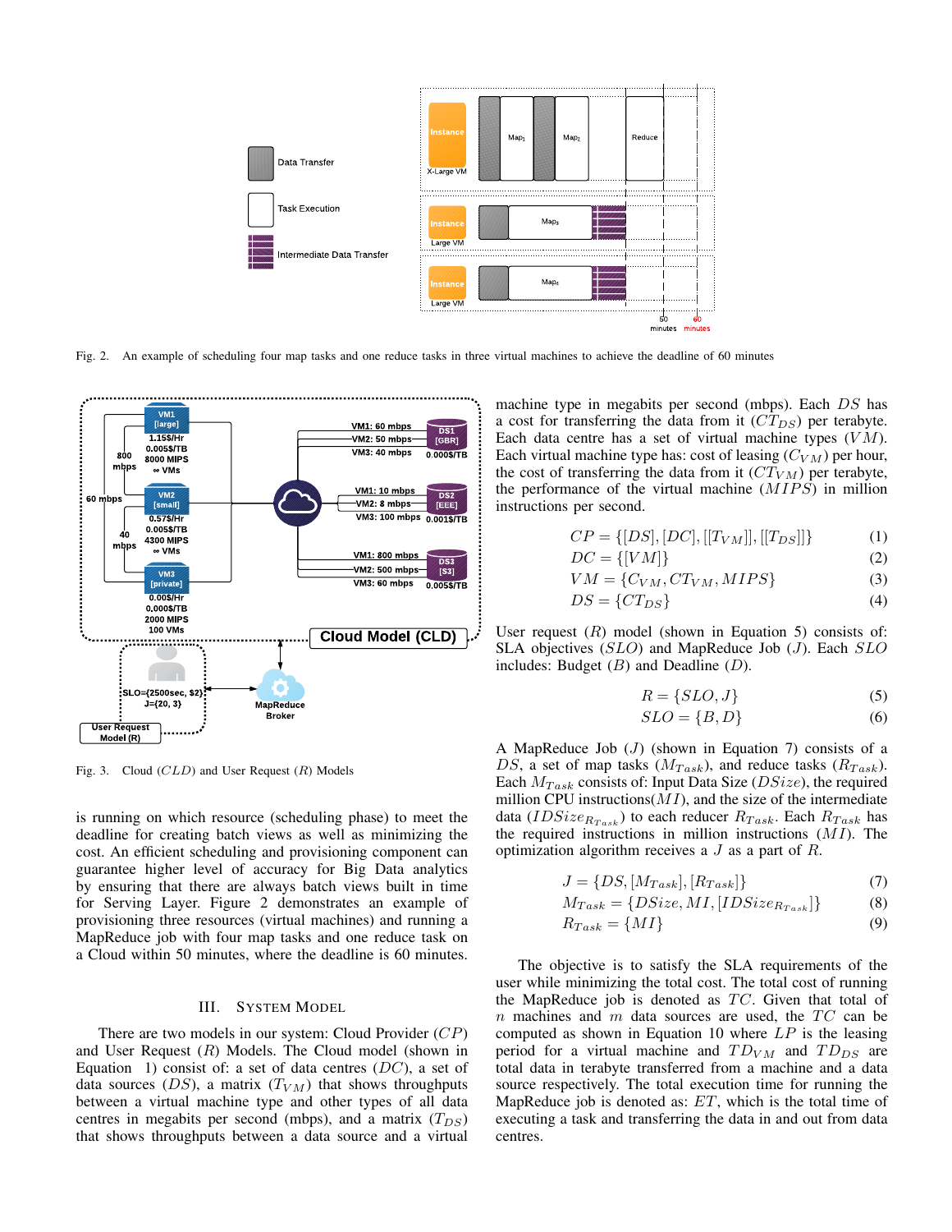Fig. 2. An example of scheduling four map tasks and one reduce tasks in three virtual machines to achieve the deadline of 60 minutes

Fig. 3. Cloud ($CLD$) and User Request ($R$) Models

is running on which resource (scheduling phase) to meet the deadline for creating batch views as well as minimizing the cost. An efficient scheduling and provisioning component can guarantee higher level of accuracy for Big Data analytics by ensuring that there are always batch views built in time for Serving Layer. Figure 2 demonstrates an example of provisioning three resources (virtual machines) and running a MapReduce job with four map tasks and one reduce task on a Cloud within 50 minutes, where the deadline is 60 minutes.

## III. System Model

There are two models in our system: Cloud Provider ($CP$) and User Request ($R$) Models. The Cloud model (shown in Equation 1) consist of: a set of data centres ($DC$), a set of data sources ($DS$), a matrix ($T_{VM}$) that shows throughputs between a virtual machine type and other types of all data centres in megabits per second (mbps), and a matrix ($T_{DS}$) that shows throughputs between a data source and a virtual machine type in megabits per second (mbps). Each $DS$ has a cost for transferring the data from it ($CT_{DS}$) per terabyte. Each data centre has a set of virtual machine types ($VM$). Each virtual machine type has: cost of leasing ($C_{VM}$) per hour, the cost of transferring the data from it ($CT_{VM}$) per terabyte, the performance of the virtual machine ($MIPS$) in million instructions per second.

$$CP = \{[DS], [DC], [[T_{VM}]], [[T_{DS}]]\} \tag{1}$$

$$DC = \{[VM]\} \tag{2}$$

$$VM = \{C_{VM}, CT_{VM}, MIPS\} \tag{3}$$

$$DS = \{CT_{DS}\} \tag{4}$$

User request ($R$) model (shown in Equation 5) consists of: SLA objectives ($SLO$) and MapReduce Job ($J$). Each $SLO$ includes: Budget ($B$) and Deadline ($D$).

$$R = \{SLO, J\} \tag{5}$$

$$SLO = \{B, D\} \tag{6}$$

A MapReduce Job ($J$) (shown in Equation 7) consists of a $DS$, a set of map tasks ($M_{Task}$), and reduce tasks ($R_{Task}$). Each $M_{Task}$ consists of: Input Data Size ($DSize$), the required million CPU instructions($MI$), and the size of the intermediate data ($IDSize_{R_{Task}}$) to each reducer $R_{Task}$. Each $R_{Task}$ has the required instructions in million instructions ($MI$). The optimization algorithm receives a $J$ as a part of $R$.

$$J = \{DS, [M_{Task}], [R_{Task}]\} \tag{7}$$

$$M_{Task} = \{DSize, MI, [IDSize_{R_{Task}}]\} \tag{8}$$

$$R_{Task} = \{MI\} \tag{9}$$

The objective is to satisfy the SLA requirements of the user while minimizing the total cost. The total cost of running the MapReduce job is denoted as $TC$. Given that total of $n$ machines and $m$ data sources are used, the $TC$ can be computed as shown in Equation 10 where $LP$ is the leasing period for a virtual machine and $TD_{VM}$ and $TD_{DS}$ are total data in terabyte transferred from a machine and a data source respectively. The total execution time for running the MapReduce job is denoted as: $ET$, which is the total time of executing a task and transferring the data in and out from data centres.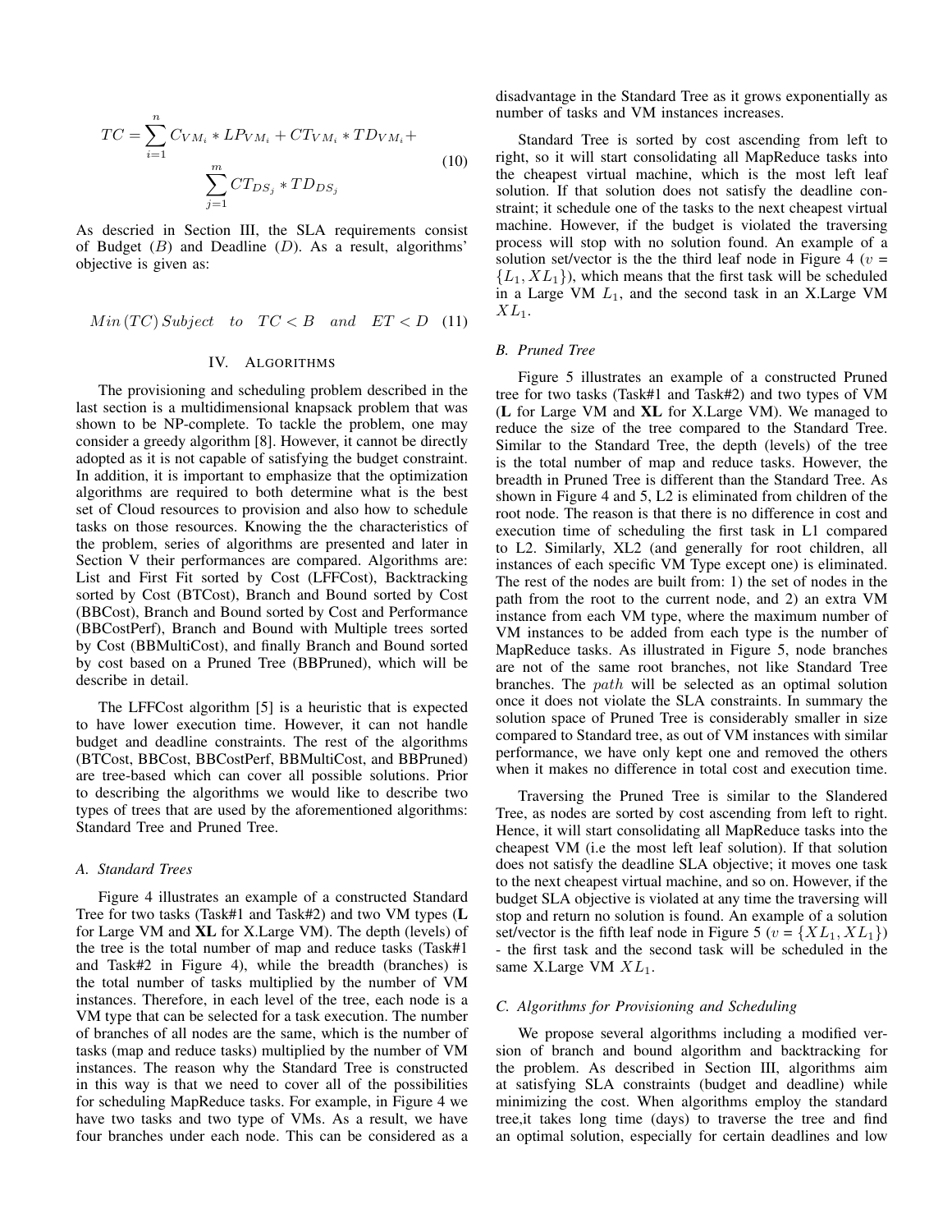$$TC = \sum_{i=1}^{n} C_{VM_i} * LP_{VM_i} + CT_{VM_i} * TD_{VM_i} + \sum_{j=1}^{m} CT_{DS_j} * TD_{DS_j} \tag{10}$$

As descried in Section III, the SLA requirements consist of Budget ($B$) and Deadline ($D$). As a result, algorithms' objective is given as:

$$Min\,(TC)\,Subject \quad to \quad TC < B \quad and \quad ET < D \tag{11}$$

## IV. Algorithms

The provisioning and scheduling problem described in the last section is a multidimensional knapsack problem that was shown to be NP-complete. To tackle the problem, one may consider a greedy algorithm [8]. However, it cannot be directly adopted as it is not capable of satisfying the budget constraint. In addition, it is important to emphasize that the optimization algorithms are required to both determine what is the best set of Cloud resources to provision and also how to schedule tasks on those resources. Knowing the the characteristics of the problem, series of algorithms are presented and later in Section V their performances are compared. Algorithms are: List and First Fit sorted by Cost (LFFCost), Backtracking sorted by Cost (BTCost), Branch and Bound sorted by Cost (BBCost), Branch and Bound sorted by Cost and Performance (BBCostPerf), Branch and Bound with Multiple trees sorted by Cost (BBMultiCost), and finally Branch and Bound sorted by cost based on a Pruned Tree (BBPruned), which will be describe in detail.

The LFFCost algorithm [5] is a heuristic that is expected to have lower execution time. However, it can not handle budget and deadline constraints. The rest of the algorithms (BTCost, BBCost, BBCostPerf, BBMultiCost, and BBPruned) are tree-based which can cover all possible solutions. Prior to describing the algorithms we would like to describe two types of trees that are used by the aforementioned algorithms: Standard Tree and Pruned Tree.

### A. Standard Trees

Figure 4 illustrates an example of a constructed Standard Tree for two tasks (Task#1 and Task#2) and two VM types (**L** for Large VM and **XL** for X.Large VM). The depth (levels) of the tree is the total number of map and reduce tasks (Task#1 and Task#2 in Figure 4), while the breadth (branches) is the total number of tasks multiplied by the number of VM instances. Therefore, in each level of the tree, each node is a VM type that can be selected for a task execution. The number of branches of all nodes are the same, which is the number of tasks (map and reduce tasks) multiplied by the number of VM instances. The reason why the Standard Tree is constructed in this way is that we need to cover all of the possibilities for scheduling MapReduce tasks. For example, in Figure 4 we have two tasks and two type of VMs. As a result, we have four branches under each node. This can be considered as a disadvantage in the Standard Tree as it grows exponentially as number of tasks and VM instances increases.

Standard Tree is sorted by cost ascending from left to right, so it will start consolidating all MapReduce tasks into the cheapest virtual machine, which is the most left leaf solution. If that solution does not satisfy the deadline constraint; it schedule one of the tasks to the next cheapest virtual machine. However, if the budget is violated the traversing process will stop with no solution found. An example of a solution set/vector is the the third leaf node in Figure 4 ($v = \{L_1, XL_1\}$), which means that the first task will be scheduled in a Large VM $L_1$, and the second task in an X.Large VM $XL_1$.

### B. Pruned Tree

Figure 5 illustrates an example of a constructed Pruned tree for two tasks (Task#1 and Task#2) and two types of VM (**L** for Large VM and **XL** for X.Large VM). We managed to reduce the size of the tree compared to the Standard Tree. Similar to the Standard Tree, the depth (levels) of the tree is the total number of map and reduce tasks. However, the breadth in Pruned Tree is different than the Standard Tree. As shown in Figure 4 and 5, L2 is eliminated from children of the root node. The reason is that there is no difference in cost and execution time of scheduling the first task in L1 compared to L2. Similarly, XL2 (and generally for root children, all instances of each specific VM Type except one) is eliminated. The rest of the nodes are built from: 1) the set of nodes in the path from the root to the current node, and 2) an extra VM instance from each VM type, where the maximum number of VM instances to be added from each type is the number of MapReduce tasks. As illustrated in Figure 5, node branches are not of the same root branches, not like Standard Tree branches. The *path* will be selected as an optimal solution once it does not violate the SLA constraints. In summary the solution space of Pruned Tree is considerably smaller in size compared to Standard tree, as out of VM instances with similar performance, we have only kept one and removed the others when it makes no difference in total cost and execution time.

Traversing the Pruned Tree is similar to the Slandered Tree, as nodes are sorted by cost ascending from left to right. Hence, it will start consolidating all MapReduce tasks into the cheapest VM (i.e the most left leaf solution). If that solution does not satisfy the deadline SLA objective; it moves one task to the next cheapest virtual machine, and so on. However, if the budget SLA objective is violated at any time the traversing will stop and return no solution is found. An example of a solution set/vector is the fifth leaf node in Figure 5 ($v = \{XL_1, XL_1\}$) - the first task and the second task will be scheduled in the same X.Large VM $XL_1$.

### C. Algorithms for Provisioning and Scheduling

We propose several algorithms including a modified version of branch and bound algorithm and backtracking for the problem. As described in Section III, algorithms aim at satisfying SLA constraints (budget and deadline) while minimizing the cost. When algorithms employ the standard tree,it takes long time (days) to traverse the tree and find an optimal solution, especially for certain deadlines and low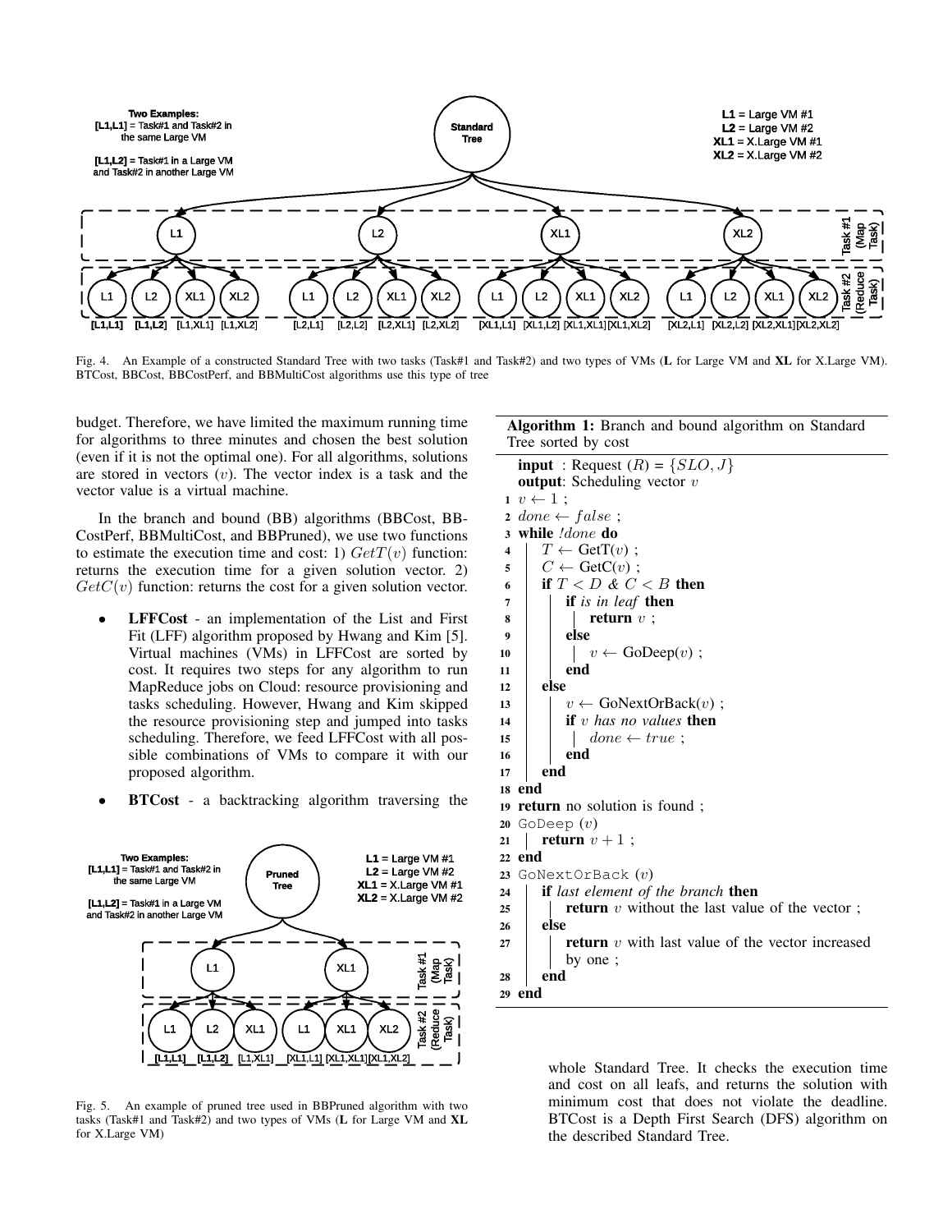Fig. 4. An Example of a constructed Standard Tree with two tasks (Task#1 and Task#2) and two types of VMs (**L** for Large VM and **XL** for X.Large VM). BTCost, BBCost, BBCostPerf, and BBMultiCost algorithms use this type of tree

budget. Therefore, we have limited the maximum running time for algorithms to three minutes and chosen the best solution (even if it is not the optimal one). For all algorithms, solutions are stored in vectors ($v$). The vector index is a task and the vector value is a virtual machine.

In the branch and bound (BB) algorithms (BBCost, BBCostPerf, BBMultiCost, and BBPruned), we use two functions to estimate the execution time and cost: 1) $GetT(v)$ function: returns the execution time for a given solution vector. 2) $GetC(v)$ function: returns the cost for a given solution vector.

- **LFFCost** - an implementation of the List and First Fit (LFF) algorithm proposed by Hwang and Kim [5]. Virtual machines (VMs) in LFFCost are sorted by cost. It requires two steps for any algorithm to run MapReduce jobs on Cloud: resource provisioning and tasks scheduling. However, Hwang and Kim skipped the resource provisioning step and jumped into tasks scheduling. Therefore, we feed LFFCost with all possible combinations of VMs to compare it with our proposed algorithm.
- **BTCost** - a backtracking algorithm traversing the whole Standard Tree. It checks the execution time and cost on all leafs, and returns the solution with minimum cost that does not violate the deadline. BTCost is a Depth First Search (DFS) algorithm on the described Standard Tree.

Fig. 5. An example of pruned tree used in BBPruned algorithm with two tasks (Task#1 and Task#2) and two types of VMs (**L** for Large VM and **XL** for X.Large VM)

**Algorithm 1:** Branch and bound algorithm on Standard Tree sorted by cost

```
   input : Request (R) = {SLO, J}
   output: Scheduling vector v
 1 v ← 1 ;
 2 done ← false ;
 3 while !done do
 4     T ← GetT(v) ;
 5     C ← GetC(v) ;
 6     if T < D & C < B then
 7         if is in leaf then
 8             return v ;
 9         else
10             v ← GoDeep(v) ;
11         end
12     else
13         v ← GoNextOrBack(v) ;
14         if v has no values then
15             done ← true ;
16         end
17     end
18 end
19 return no solution is found ;
20 GoDeep (v)
21     return v + 1 ;
22 end
23 GoNextOrBack (v)
24     if last element of the branch then
25         return v without the last value of the vector ;
26     else
27         return v with last value of the vector increased
           by one ;
28     end
29 end
```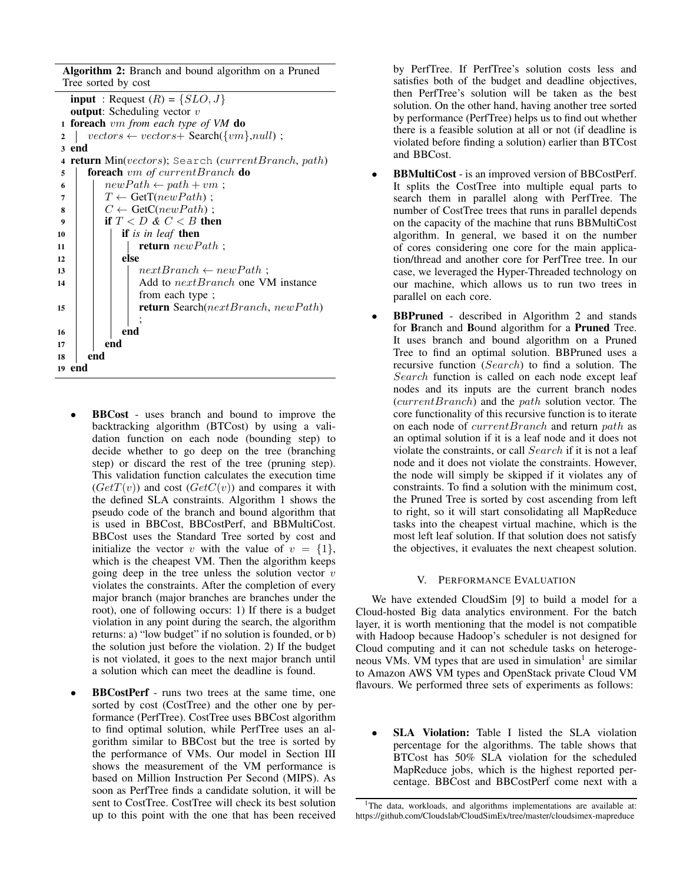**Algorithm 2:** Branch and bound algorithm on a Pruned Tree sorted by cost

```
   input : Request (R) = {SLO, J}
   output: Scheduling vector v
 1 foreach vm from each type of VM do
 2 |   vectors ← vectors+ Search({vm},null) ;
 3 end
 4 return Min(vectors); Search (currentBranch, path)
 5 |   foreach vm of currentBranch do
 6 |   |   newPath ← path + vm ;
 7 |   |   T ← GetT(newPath) ;
 8 |   |   C ← GetC(newPath) ;
 9 |   |   if T < D & C < B then
10 |   |   |   if is in leaf then
11 |   |   |   |   return newPath ;
12 |   |   |   else
13 |   |   |   |   nextBranch ← newPath ;
14 |   |   |   |   Add to nextBranch one VM instance
   |   |   |   |   from each type ;
15 |   |   |   |   return Search(nextBranch, newPath)
   |   |   |   |   ;
16 |   |   |   end
17 |   |   end
18 |   end
19 end
```

- **BBCost** - uses branch and bound to improve the backtracking algorithm (BTCost) by using a validation function on each node (bounding step) to decide whether to go deep on the tree (branching step) or discard the rest of the tree (pruning step). This validation function calculates the execution time ($GetT(v)$) and cost ($GetC(v)$) and compares it with the defined SLA constraints. Algorithm 1 shows the pseudo code of the branch and bound algorithm that is used in BBCost, BBCostPerf, and BBMultiCost. BBCost uses the Standard Tree sorted by cost and initialize the vector $v$ with the value of $v = \{1\}$, which is the cheapest VM. Then the algorithm keeps going deep in the tree unless the solution vector $v$ violates the constraints. After the completion of every major branch (major branches are branches under the root), one of following occurs: 1) If there is a budget violation in any point during the search, the algorithm returns: a) "low budget" if no solution is founded, or b) the solution just before the violation. 2) If the budget is not violated, it goes to the next major branch until a solution which can meet the deadline is found.

- **BBCostPerf** - runs two trees at the same time, one sorted by cost (CostTree) and the other one by performance (PerfTree). CostTree uses BBCost algorithm to find optimal solution, while PerfTree uses an algorithm similar to BBCost but the tree is sorted by the performance of VMs. Our model in Section III shows the measurement of the VM performance is based on Million Instruction Per Second (MIPS). As soon as PerfTree finds a candidate solution, it will be sent to CostTree. CostTree will check its best solution up to this point with the one that has been received by PerfTree. If PerfTree's solution costs less and satisfies both of the budget and deadline objectives, then PerfTree's solution will be taken as the best solution. On the other hand, having another tree sorted by performance (PerfTree) helps us to find out whether there is a feasible solution at all or not (if deadline is violated before finding a solution) earlier than BTCost and BBCost.

- **BBMultiCost** - is an improved version of BBCostPerf. It splits the CostTree into multiple equal parts to search them in parallel along with PerfTree. The number of CostTree trees that runs in parallel depends on the capacity of the machine that runs BBMultiCost algorithm. In general, we based it on the number of cores considering one core for the main application/thread and another core for PerfTree tree. In our case, we leveraged the Hyper-Threaded technology on our machine, which allows us to run two trees in parallel on each core.

- **BBPruned** - described in Algorithm 2 and stands for **B**ranch and **B**ound algorithm for a **Pruned** Tree. It uses branch and bound algorithm on a Pruned Tree to find an optimal solution. BBPruned uses a recursive function ($Search$) to find a solution. The $Search$ function is called on each node except leaf nodes and its inputs are the current branch nodes ($currentBranch$) and the $path$ solution vector. The core functionality of this recursive function is to iterate on each node of $currentBranch$ and return $path$ as an optimal solution if it is a leaf node and it does not violate the constraints, or call $Search$ if it is not a leaf node and it does not violate the constraints. However, the node will simply be skipped if it violates any of constraints. To find a solution with the minimum cost, the Pruned Tree is sorted by cost ascending from left to right, so it will start consolidating all MapReduce tasks into the cheapest virtual machine, which is the most left leaf solution. If that solution does not satisfy the objectives, it evaluates the next cheapest solution.

## V. PERFORMANCE EVALUATION

We have extended CloudSim [9] to build a model for a Cloud-hosted Big data analytics environment. For the batch layer, it is worth mentioning that the model is not compatible with Hadoop because Hadoop's scheduler is not designed for Cloud computing and it can not schedule tasks on heterogeneous VMs. VM types that are used in simulation[1] are similar to Amazon AWS VM types and OpenStack private Cloud VM flavours. We performed three sets of experiments as follows:

- **SLA Violation:** Table I listed the SLA violation percentage for the algorithms. The table shows that BTCost has 50% SLA violation for the scheduled MapReduce jobs, which is the highest reported percentage. BBCost and BBCostPerf come next with a

[1]The data, workloads, and algorithms implementations are available at: https://github.com/Cloudslab/CloudSimEx/tree/master/cloudsimex-mapreduce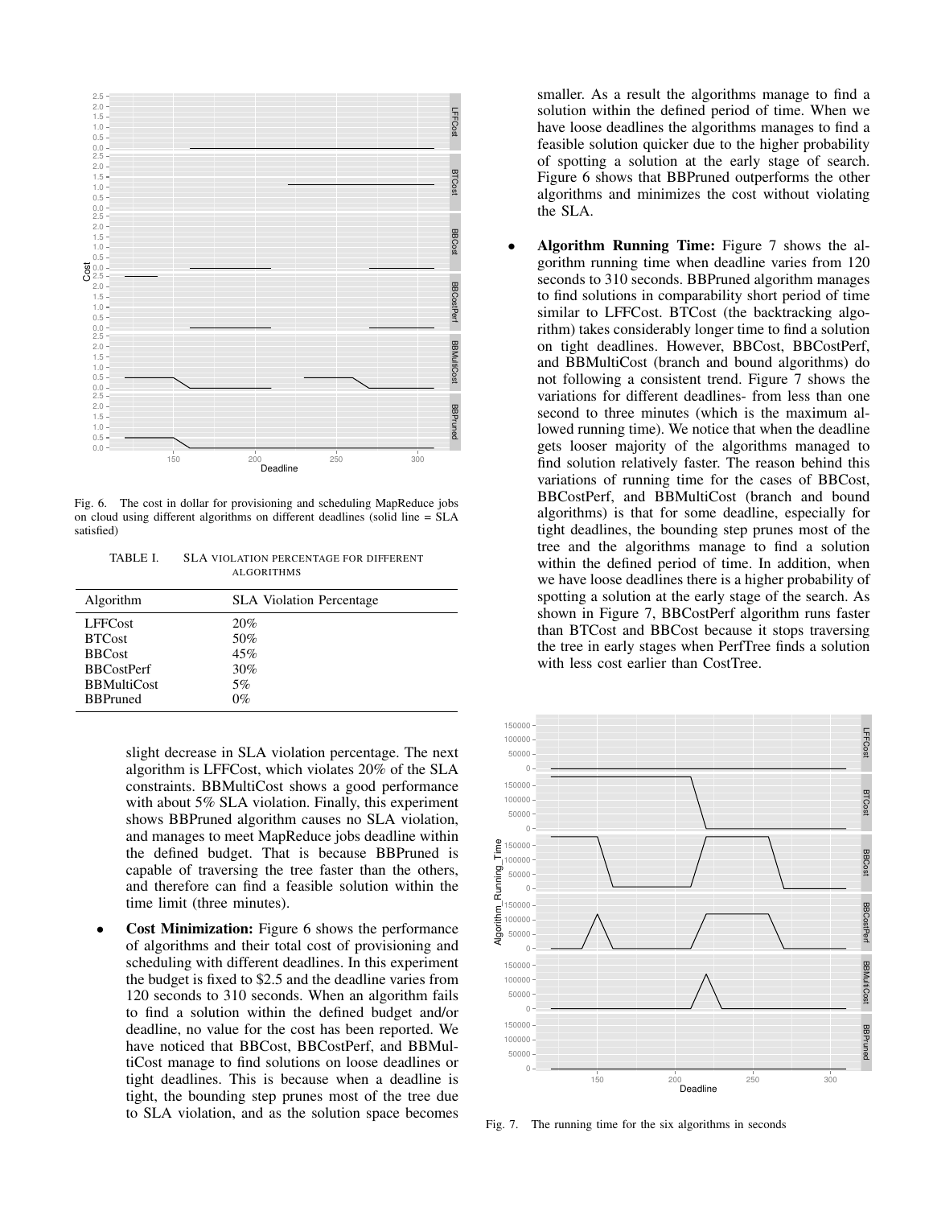Fig. 6. The cost in dollar for provisioning and scheduling MapReduce jobs on cloud using different algorithms on different deadlines (solid line = SLA satisfied)

TABLE I. SLA VIOLATION PERCENTAGE FOR DIFFERENT ALGORITHMS

| Algorithm | SLA Violation Percentage |
|---|---|
| LFFCost | 20% |
| BTCost | 50% |
| BBCost | 45% |
| BBCostPerf | 30% |
| BBMultiCost | 5% |
| BBPruned | 0% |

slight decrease in SLA violation percentage. The next algorithm is LFFCost, which violates 20% of the SLA constraints. BBMultiCost shows a good performance with about 5% SLA violation. Finally, this experiment shows BBPruned algorithm causes no SLA violation, and manages to meet MapReduce jobs deadline within the defined budget. That is because BBPruned is capable of traversing the tree faster than the others, and therefore can find a feasible solution within the time limit (three minutes).

- **Cost Minimization:** Figure 6 shows the performance of algorithms and their total cost of provisioning and scheduling with different deadlines. In this experiment the budget is fixed to $2.5 and the deadline varies from 120 seconds to 310 seconds. When an algorithm fails to find a solution within the defined budget and/or deadline, no value for the cost has been reported. We have noticed that BBCost, BBCostPerf, and BBMultiCost manage to find solutions on loose deadlines or tight deadlines. This is because when a deadline is tight, the bounding step prunes most of the tree due to SLA violation, and as the solution space becomes smaller. As a result the algorithms manage to find a solution within the defined period of time. When we have loose deadlines the algorithms manages to find a feasible solution quicker due to the higher probability of spotting a solution at the early stage of search. Figure 6 shows that BBPruned outperforms the other algorithms and minimizes the cost without violating the SLA.

- **Algorithm Running Time:** Figure 7 shows the algorithm running time when deadline varies from 120 seconds to 310 seconds. BBPruned algorithm manages to find solutions in comparability short period of time similar to LFFCost. BTCost (the backtracking algorithm) takes considerably longer time to find a solution on tight deadlines. However, BBCost, BBCostPerf, and BBMultiCost (branch and bound algorithms) do not following a consistent trend. Figure 7 shows the variations for different deadlines- from less than one second to three minutes (which is the maximum allowed running time). We notice that when the deadline gets looser majority of the algorithms managed to find solution relatively faster. The reason behind this variations of running time for the cases of BBCost, BBCostPerf, and BBMultiCost (branch and bound algorithms) is that for some deadline, especially for tight deadlines, the bounding step prunes most of the tree and the algorithms manage to find a solution within the defined period of time. In addition, when we have loose deadlines there is a higher probability of spotting a solution at the early stage of the search. As shown in Figure 7, BBCostPerf algorithm runs faster than BTCost and BBCost because it stops traversing the tree in early stages when PerfTree finds a solution with less cost earlier than CostTree.

Fig. 7. The running time for the six algorithms in seconds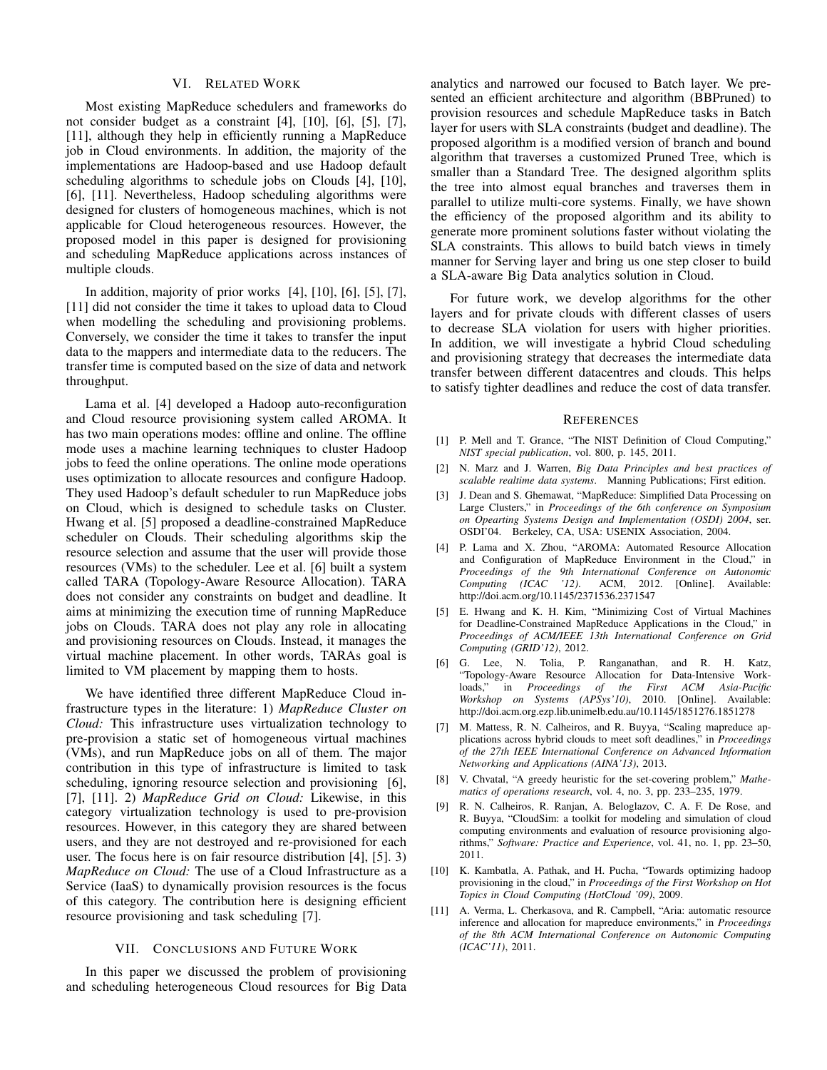## VI. Related Work

Most existing MapReduce schedulers and frameworks do not consider budget as a constraint [4], [10], [6], [5], [7], [11], although they help in efficiently running a MapReduce job in Cloud environments. In addition, the majority of the implementations are Hadoop-based and use Hadoop default scheduling algorithms to schedule jobs on Clouds [4], [10], [6], [11]. Nevertheless, Hadoop scheduling algorithms were designed for clusters of homogeneous machines, which is not applicable for Cloud heterogeneous resources. However, the proposed model in this paper is designed for provisioning and scheduling MapReduce applications across instances of multiple clouds.

In addition, majority of prior works [4], [10], [6], [5], [7], [11] did not consider the time it takes to upload data to Cloud when modelling the scheduling and provisioning problems. Conversely, we consider the time it takes to transfer the input data to the mappers and intermediate data to the reducers. The transfer time is computed based on the size of data and network throughput.

Lama et al. [4] developed a Hadoop auto-reconfiguration and Cloud resource provisioning system called AROMA. It has two main operations modes: offline and online. The offline mode uses a machine learning techniques to cluster Hadoop jobs to feed the online operations. The online mode operations uses optimization to allocate resources and configure Hadoop. They used Hadoop's default scheduler to run MapReduce jobs on Cloud, which is designed to schedule tasks on Cluster. Hwang et al. [5] proposed a deadline-constrained MapReduce scheduler on Clouds. Their scheduling algorithms skip the resource selection and assume that the user will provide those resources (VMs) to the scheduler. Lee et al. [6] built a system called TARA (Topology-Aware Resource Allocation). TARA does not consider any constraints on budget and deadline. It aims at minimizing the execution time of running MapReduce jobs on Clouds. TARA does not play any role in allocating and provisioning resources on Clouds. Instead, it manages the virtual machine placement. In other words, TARAs goal is limited to VM placement by mapping them to hosts.

We have identified three different MapReduce Cloud infrastructure types in the literature: 1) *MapReduce Cluster on Cloud:* This infrastructure uses virtualization technology to pre-provision a static set of homogeneous virtual machines (VMs), and run MapReduce jobs on all of them. The major contribution in this type of infrastructure is limited to task scheduling, ignoring resource selection and provisioning [6], [7], [11]. 2) *MapReduce Grid on Cloud:* Likewise, in this category virtualization technology is used to pre-provision resources. However, in this category they are shared between users, and they are not destroyed and re-provisioned for each user. The focus here is on fair resource distribution [4], [5]. 3) *MapReduce on Cloud:* The use of a Cloud Infrastructure as a Service (IaaS) to dynamically provision resources is the focus of this category. The contribution here is designing efficient resource provisioning and task scheduling [7].

## VII. Conclusions and Future Work

In this paper we discussed the problem of provisioning and scheduling heterogeneous Cloud resources for Big Data analytics and narrowed our focused to Batch layer. We presented an efficient architecture and algorithm (BBPruned) to provision resources and schedule MapReduce tasks in Batch layer for users with SLA constraints (budget and deadline). The proposed algorithm is a modified version of branch and bound algorithm that traverses a customized Pruned Tree, which is smaller than a Standard Tree. The designed algorithm splits the tree into almost equal branches and traverses them in parallel to utilize multi-core systems. Finally, we have shown the efficiency of the proposed algorithm and its ability to generate more prominent solutions faster without violating the SLA constraints. This allows to build batch views in timely manner for Serving layer and bring us one step closer to build a SLA-aware Big Data analytics solution in Cloud.

For future work, we develop algorithms for the other layers and for private clouds with different classes of users to decrease SLA violation for users with higher priorities. In addition, we will investigate a hybrid Cloud scheduling and provisioning strategy that decreases the intermediate data transfer between different datacentres and clouds. This helps to satisfy tighter deadlines and reduce the cost of data transfer.

## References

[1] P. Mell and T. Grance, "The NIST Definition of Cloud Computing," *NIST special publication*, vol. 800, p. 145, 2011.

[2] N. Marz and J. Warren, *Big Data Principles and best practices of scalable realtime data systems*. Manning Publications; First edition.

[3] J. Dean and S. Ghemawat, "MapReduce: Simplified Data Processing on Large Clusters," in *Proceedings of the 6th conference on Symposium on Opearting Systems Design and Implementation (OSDI) 2004*, ser. OSDI'04. Berkeley, CA, USA: USENIX Association, 2004.

[4] P. Lama and X. Zhou, "AROMA: Automated Resource Allocation and Configuration of MapReduce Environment in the Cloud," in *Proceedings of the 9th International Conference on Autonomic Computing (ICAC '12)*. ACM, 2012. [Online]. Available: http://doi.acm.org/10.1145/2371536.2371547

[5] E. Hwang and K. H. Kim, "Minimizing Cost of Virtual Machines for Deadline-Constrained MapReduce Applications in the Cloud," in *Proceedings of ACM/IEEE 13th International Conference on Grid Computing (GRID'12)*, 2012.

[6] G. Lee, N. Tolia, P. Ranganathan, and R. H. Katz, "Topology-Aware Resource Allocation for Data-Intensive Workloads," in *Proceedings of the First ACM Asia-Pacific Workshop on Systems (APSys'10)*, 2010. [Online]. Available: http://doi.acm.org.ezp.lib.unimelb.edu.au/10.1145/1851276.1851278

[7] M. Mattess, R. N. Calheiros, and R. Buyya, "Scaling mapreduce applications across hybrid clouds to meet soft deadlines," in *Proceedings of the 27th IEEE International Conference on Advanced Information Networking and Applications (AINA'13)*, 2013.

[8] V. Chvatal, "A greedy heuristic for the set-covering problem," *Mathematics of operations research*, vol. 4, no. 3, pp. 233–235, 1979.

[9] R. N. Calheiros, R. Ranjan, A. Beloglazov, C. A. F. De Rose, and R. Buyya, "CloudSim: a toolkit for modeling and simulation of cloud computing environments and evaluation of resource provisioning algorithms," *Software: Practice and Experience*, vol. 41, no. 1, pp. 23–50, 2011.

[10] K. Kambatla, A. Pathak, and H. Pucha, "Towards optimizing hadoop provisioning in the cloud," in *Proceedings of the First Workshop on Hot Topics in Cloud Computing (HotCloud '09)*, 2009.

[11] A. Verma, L. Cherkasova, and R. Campbell, "Aria: automatic resource inference and allocation for mapreduce environments," in *Proceedings of the 8th ACM International Conference on Autonomic Computing (ICAC'11)*, 2011.